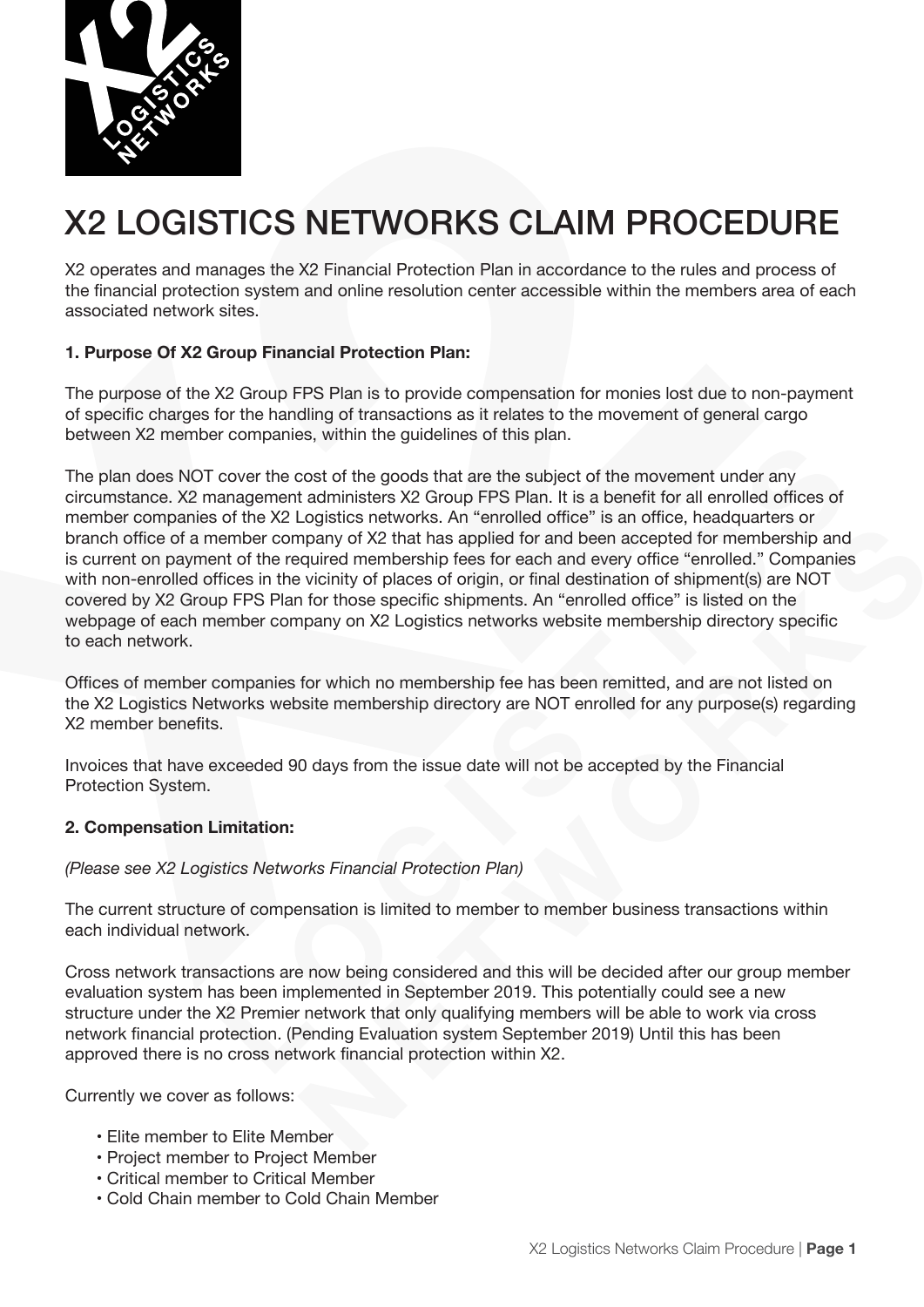# X2 LOGISTICS NETWORKS CLAIM PROCEDURE

X2 operates and manages the X2 Financial Protection Plan in accordance to the rules and process of the financial protection system and online resolution center accessible within the members area of each associated network sites.

**1. Purpose Of X2 Group Financial Protection Plan:**

The purpose of the X2 Group FPS Plan is to provide compensation for monies lost due to non-payment of specific charges for the handling of transactions as it relates to the movement of general cargo between X2 member companies, within the guidelines of this plan.

The plan does NOT cover the cost of the goods that are the subject of the movement under any circumstance. X2 management administers X2 Group FPS Plan. It is a benefit for all enrolled offices of member companies of the X2 Logistics networks. An "enrolled office" is an office, headquarters or branch office of a member company of X2 that has applied for and been accepted for membership and is current on payment of the required membership fees for each and every office "enrolled." Companies with non-enrolled offices in the vicinity of places of origin, or final destination of shipment(s) are NOT covered by X2 Group FPS Plan for those specific shipments. An "enrolled office" is listed on the webpage of each member company on X2 Logistics networks website membership directory specific to each network.

Offices of member companies for which no membership fee has been remitted, and are not listed on the X2 Logistics Networks website membership directory are NOT enrolled for any purpose(s) regarding X2 member benefits.

Invoices that have exceeded 90 days from the issue date will not be accepted by the Financial Protection System.

**2. Compensation Limitation:**

*(Please see X2 Logistics Networks Financial Protection Plan)*

The current structure of compensation is limited to member to member business transactions within each individual network.

Cross network transactions are now being considered and this will be decided after our group member evaluation system has been implemented in September 2019. This potentially could see a new structure under the X2 Premier network that only qualifying members will be able to work via cross network financial protection. (Pending Evaluation system September 2019) Until this has been approved there is no cross network financial protection within X2.

Currently we cover as follows:

- Elite member to Elite Member
- Project member to Project Member
- Critical member to Critical Member
- Cold Chain member to Cold Chain Member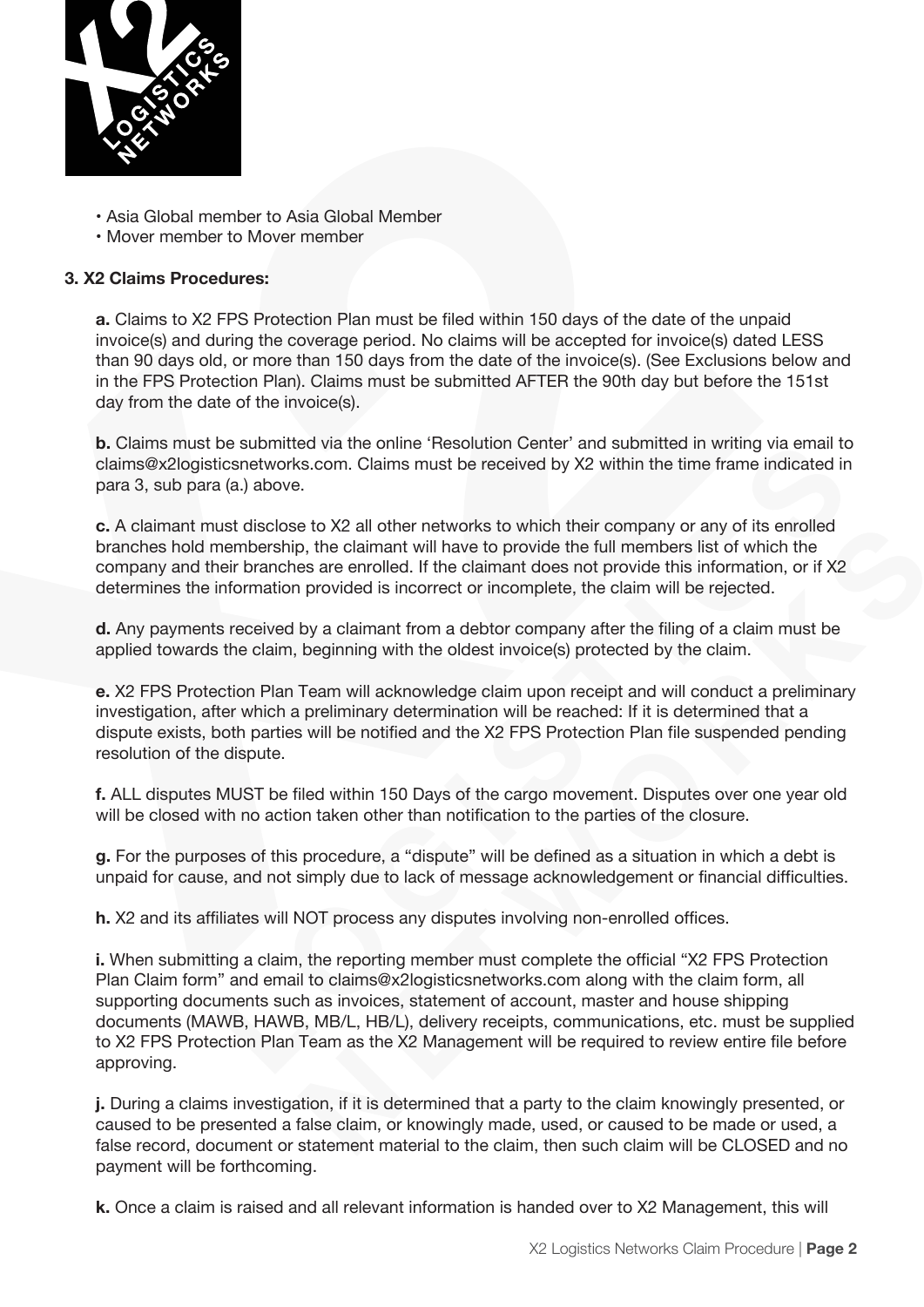- Asia Global member to Asia Global Member
- Mover member to Mover member

**3. X2 Claims Procedures:**

**a.** Claims to X2 FPS Protection Plan must be filed within 150 days of the date of the unpaid invoice(s) and during the coverage period. No claims will be accepted for invoice(s) dated LESS than 90 days old, or more than 150 days from the date of the invoice(s). (See Exclusions below and in the FPS Protection Plan). Claims must be submitted AFTER the 90th day but before the 151st day from the date of the invoice(s).

**b.** Claims must be submitted via the online 'Resolution Center' and submitted in writing via email to claims@x2logisticsnetworks.com. Claims must be received by X2 within the time frame indicated in para 3, sub para (a.) above.

**c.** A claimant must disclose to X2 all other networks to which their company or any of its enrolled branches hold membership, the claimant will have to provide the full members list of which the company and their branches are enrolled. If the claimant does not provide this information, or if X2 determines the information provided is incorrect or incomplete, the claim will be rejected.

**d.** Any payments received by a claimant from a debtor company after the filing of a claim must be applied towards the claim, beginning with the oldest invoice(s) protected by the claim.

**e.** X2 FPS Protection Plan Team will acknowledge claim upon receipt and will conduct a preliminary investigation, after which a preliminary determination will be reached: If it is determined that a dispute exists, both parties will be notified and the X2 FPS Protection Plan file suspended pending resolution of the dispute.

**f.** ALL disputes MUST be filed within 150 Days of the cargo movement. Disputes over one year old will be closed with no action taken other than notification to the parties of the closure.

**g.** For the purposes of this procedure, a "dispute" will be defined as a situation in which a debt is unpaid for cause, and not simply due to lack of message acknowledgement or financial difficulties.

**h.** X2 and its affiliates will NOT process any disputes involving non-enrolled offices.

**i.** When submitting a claim, the reporting member must complete the official "X2 FPS Protection Plan Claim form" and email to claims@x2logisticsnetworks.com along with the claim form, all supporting documents such as invoices, statement of account, master and house shipping documents (MAWB, HAWB, MB/L, HB/L), delivery receipts, communications, etc. must be supplied to X2 FPS Protection Plan Team as the X2 Management will be required to review entire file before approving.

**j.** During a claims investigation, if it is determined that a party to the claim knowingly presented, or caused to be presented a false claim, or knowingly made, used, or caused to be made or used, a false record, document or statement material to the claim, then such claim will be CLOSED and no payment will be forthcoming.

**k.** Once a claim is raised and all relevant information is handed over to X2 Management, this will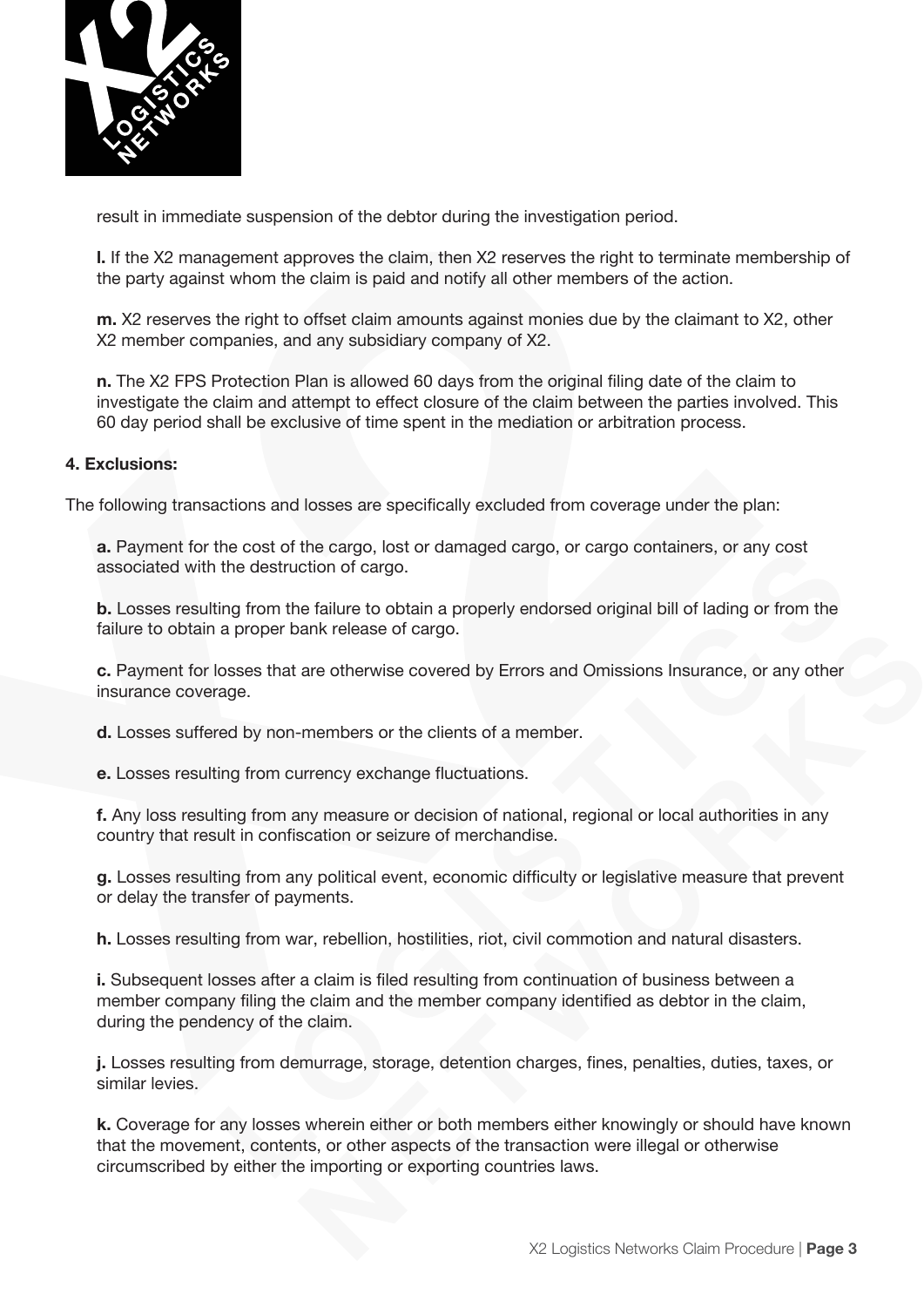result in immediate suspension of the debtor during the investigation period.

**l.** If the X2 management approves the claim, then X2 reserves the right to terminate membership of the party against whom the claim is paid and notify all other members of the action.

**m.** X2 reserves the right to offset claim amounts against monies due by the claimant to X2, other X2 member companies, and any subsidiary company of X2.

**n.** The X2 FPS Protection Plan is allowed 60 days from the original filing date of the claim to investigate the claim and attempt to effect closure of the claim between the parties involved. This 60 day period shall be exclusive of time spent in the mediation or arbitration process.

**4. Exclusions:**

The following transactions and losses are specifically excluded from coverage under the plan:

**a.** Payment for the cost of the cargo, lost or damaged cargo, or cargo containers, or any cost associated with the destruction of cargo.

**b.** Losses resulting from the failure to obtain a properly endorsed original bill of lading or from the failure to obtain a proper bank release of cargo.

**c.** Payment for losses that are otherwise covered by Errors and Omissions Insurance, or any other insurance coverage.

**d.** Losses suffered by non-members or the clients of a member.

**e.** Losses resulting from currency exchange fluctuations.

**f.** Any loss resulting from any measure or decision of national, regional or local authorities in any country that result in confiscation or seizure of merchandise.

**g.** Losses resulting from any political event, economic difficulty or legislative measure that prevent or delay the transfer of payments.

**h.** Losses resulting from war, rebellion, hostilities, riot, civil commotion and natural disasters.

**i.** Subsequent losses after a claim is filed resulting from continuation of business between a member company filing the claim and the member company identified as debtor in the claim, during the pendency of the claim.

**j.** Losses resulting from demurrage, storage, detention charges, fines, penalties, duties, taxes, or similar levies.

**k.** Coverage for any losses wherein either or both members either knowingly or should have known that the movement, contents, or other aspects of the transaction were illegal or otherwise circumscribed by either the importing or exporting countries laws.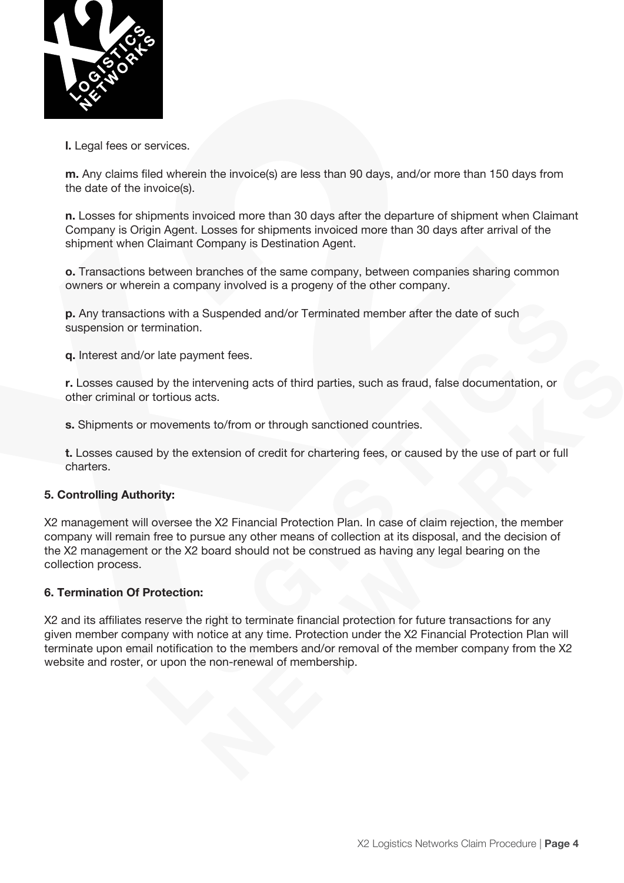**l.** Legal fees or services.

**m.** Any claims filed wherein the invoice(s) are less than 90 days, and/or more than 150 days from the date of the invoice(s).

**n.** Losses for shipments invoiced more than 30 days after the departure of shipment when Claimant Company is Origin Agent. Losses for shipments invoiced more than 30 days after arrival of the shipment when Claimant Company is Destination Agent.

**o.** Transactions between branches of the same company, between companies sharing common owners or wherein a company involved is a progeny of the other company.

**p.** Any transactions with a Suspended and/or Terminated member after the date of such suspension or termination.

**q.** Interest and/or late payment fees.

**r.** Losses caused by the intervening acts of third parties, such as fraud, false documentation, or other criminal or tortious acts.

**s.** Shipments or movements to/from or through sanctioned countries.

**t.** Losses caused by the extension of credit for chartering fees, or caused by the use of part or full charters.

**5. Controlling Authority:**

X2 management will oversee the X2 Financial Protection Plan. In case of claim rejection, the member company will remain free to pursue any other means of collection at its disposal, and the decision of the X2 management or the X2 board should not be construed as having any legal bearing on the collection process.

**6. Termination Of Protection:**

X2 and its affiliates reserve the right to terminate financial protection for future transactions for any given member company with notice at any time. Protection under the X2 Financial Protection Plan will terminate upon email notification to the members and/or removal of the member company from the X2 website and roster, or upon the non-renewal of membership.